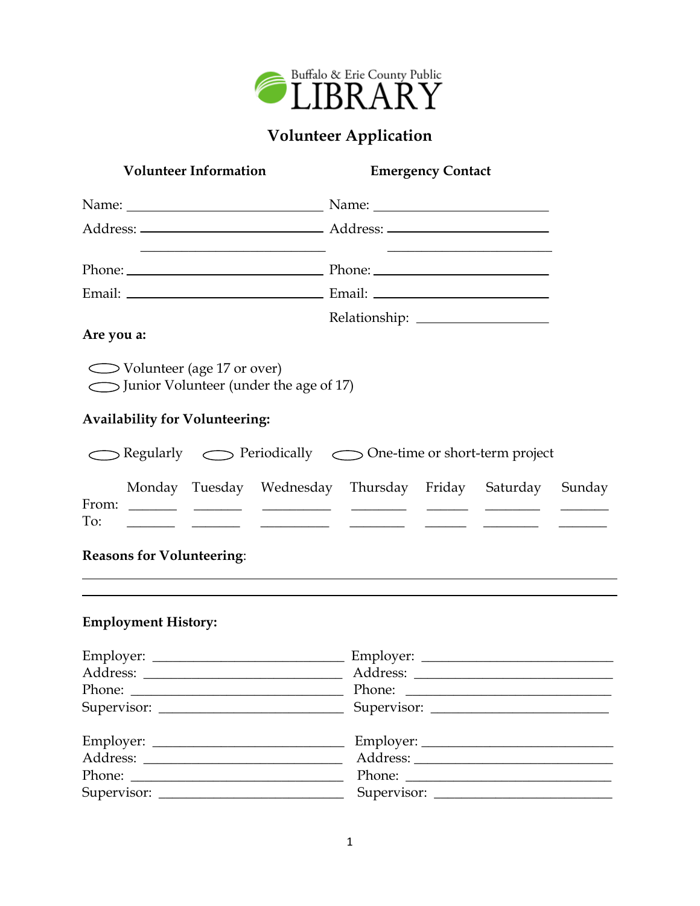# Buffalo & Erie County Public LIBRARY

## Volunteer Application

| Volunteer Information | Emergency Contact |
|---|---|
| Name: ____________________ | Name: ____________________ |
| Address: ____________________ | Address: ____________________ |
| ____________________ | ____________________ |
| Phone: ____________________ | Phone: ____________________ |
| Email: ____________________ | Email: ____________________ |
| | Relationship: ________________ |

**Are you a:**

- ⬭ Volunteer (age 17 or over)
- ⬭ Junior Volunteer (under the age of 17)

**Availability for Volunteering:**

⬭ Regularly ⬭ Periodically ⬭ One-time or short-term project

| | Monday | Tuesday | Wednesday | Thursday | Friday | Saturday | Sunday |
|---|---|---|---|---|---|---|---|
| From: | _______ | _______ | _______ | _______ | _______ | _______ | _______ |
| To: | _______ | _______ | _______ | _______ | _______ | _______ | _______ |

**Reasons for Volunteering**:

______________________________________________________________________

______________________________________________________________________

**Employment History:**

| | |
|---|---|
| Employer: ____________________ | Employer: ____________________ |
| Address: ____________________ | Address: ____________________ |
| Phone: ____________________ | Phone: ____________________ |
| Supervisor: ____________________ | Supervisor: ____________________ |

| | |
|---|---|
| Employer: ____________________ | Employer: ____________________ |
| Address: ____________________ | Address: ____________________ |
| Phone: ____________________ | Phone: ____________________ |
| Supervisor: ____________________ | Supervisor: ____________________ |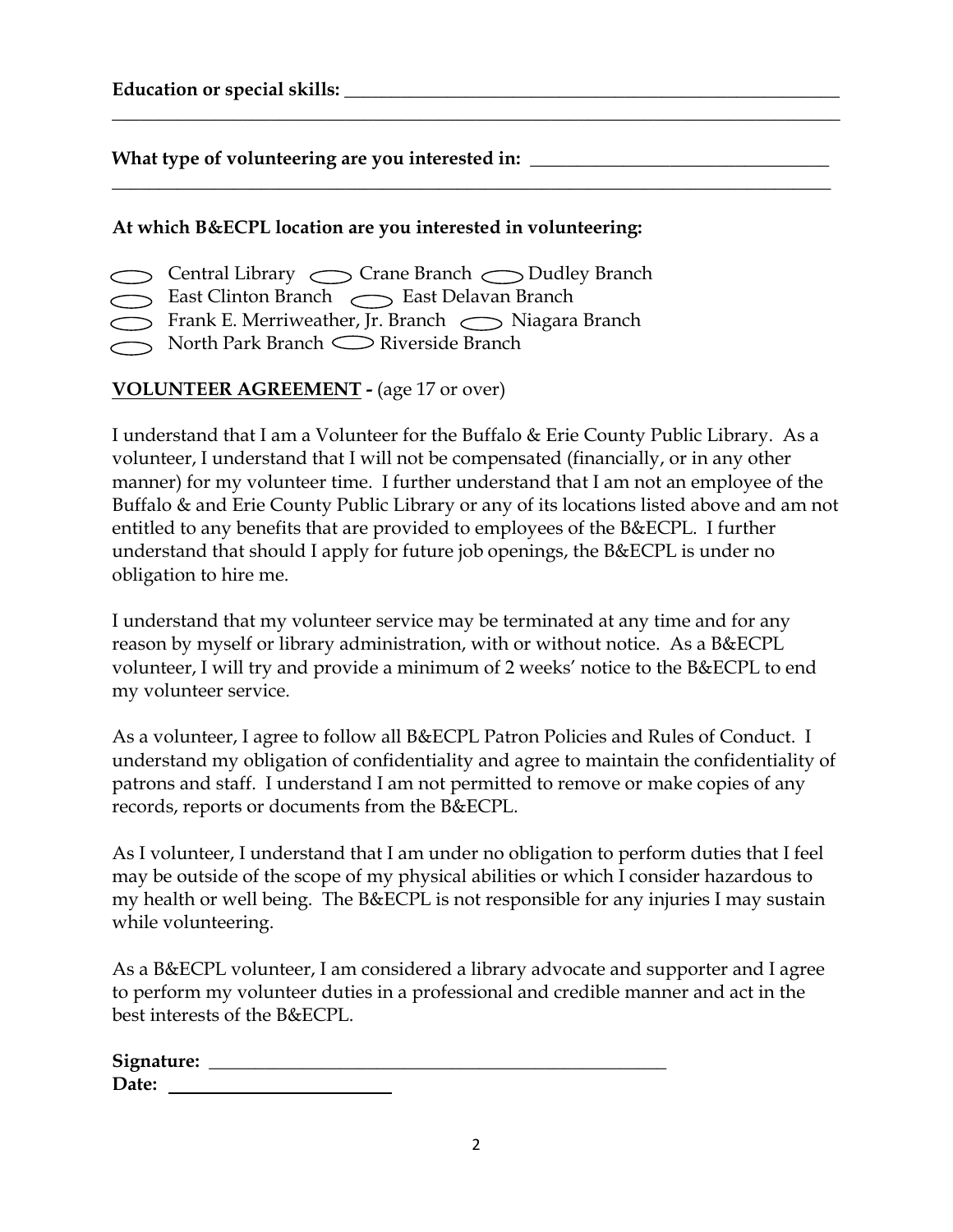**Education or special skills:** ______________________________________________________

________________________________________________________________________________

**What type of volunteering are you interested in:** ________________________________

________________________________________________________________________________

**At which B&ECPL location are you interested in volunteering:**

- ⬭ Central Library ⬭ Crane Branch ⬭ Dudley Branch
- ⬭ East Clinton Branch ⬭ East Delavan Branch
- ⬭ Frank E. Merriweather, Jr. Branch ⬭ Niagara Branch
- ⬭ North Park Branch ⬭ Riverside Branch

**<u>VOLUNTEER AGREEMENT</u> -** (age 17 or over)

I understand that I am a Volunteer for the Buffalo & Erie County Public Library. As a volunteer, I understand that I will not be compensated (financially, or in any other manner) for my volunteer time. I further understand that I am not an employee of the Buffalo & and Erie County Public Library or any of its locations listed above and am not entitled to any benefits that are provided to employees of the B&ECPL. I further understand that should I apply for future job openings, the B&ECPL is under no obligation to hire me.

I understand that my volunteer service may be terminated at any time and for any reason by myself or library administration, with or without notice. As a B&ECPL volunteer, I will try and provide a minimum of 2 weeks' notice to the B&ECPL to end my volunteer service.

As a volunteer, I agree to follow all B&ECPL Patron Policies and Rules of Conduct. I understand my obligation of confidentiality and agree to maintain the confidentiality of patrons and staff. I understand I am not permitted to remove or make copies of any records, reports or documents from the B&ECPL.

As I volunteer, I understand that I am under no obligation to perform duties that I feel may be outside of the scope of my physical abilities or which I consider hazardous to my health or well being. The B&ECPL is not responsible for any injuries I may sustain while volunteering.

As a B&ECPL volunteer, I am considered a library advocate and supporter and I agree to perform my volunteer duties in a professional and credible manner and act in the best interests of the B&ECPL.

**Signature:** ____________________________________________

**Date:** ______________________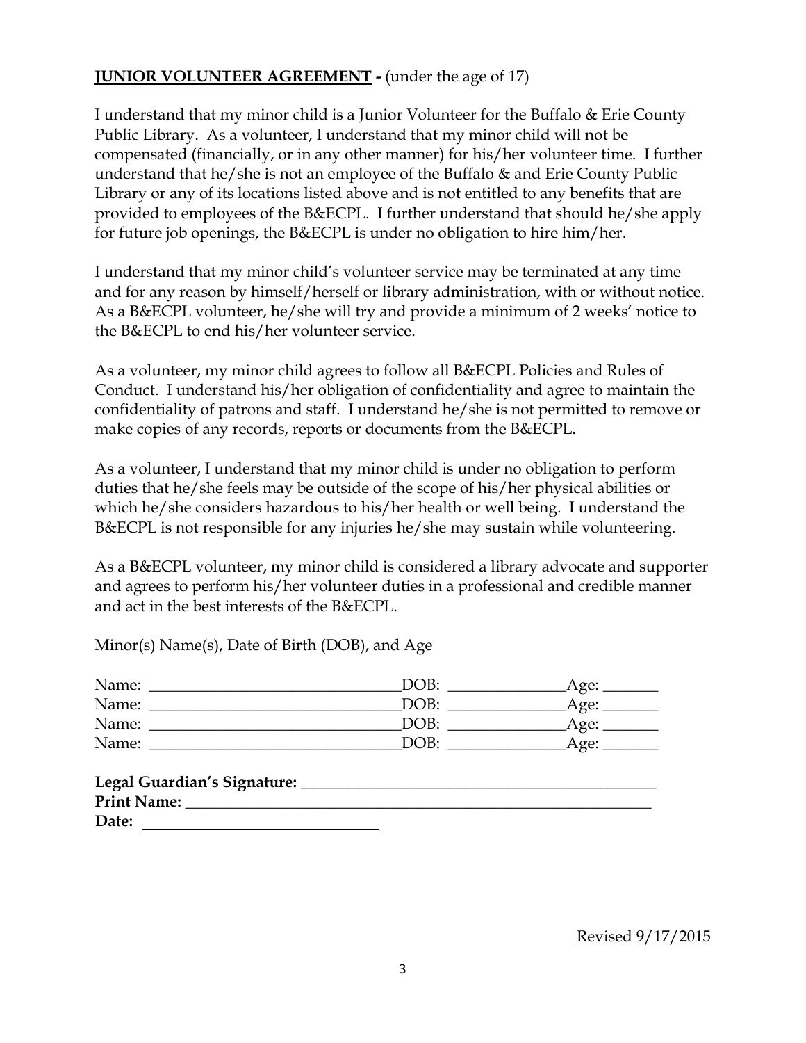**<u>JUNIOR VOLUNTEER AGREEMENT</u> -** (under the age of 17)

I understand that my minor child is a Junior Volunteer for the Buffalo & Erie County Public Library. As a volunteer, I understand that my minor child will not be compensated (financially, or in any other manner) for his/her volunteer time. I further understand that he/she is not an employee of the Buffalo & and Erie County Public Library or any of its locations listed above and is not entitled to any benefits that are provided to employees of the B&ECPL. I further understand that should he/she apply for future job openings, the B&ECPL is under no obligation to hire him/her.

I understand that my minor child's volunteer service may be terminated at any time and for any reason by himself/herself or library administration, with or without notice. As a B&ECPL volunteer, he/she will try and provide a minimum of 2 weeks' notice to the B&ECPL to end his/her volunteer service.

As a volunteer, my minor child agrees to follow all B&ECPL Policies and Rules of Conduct. I understand his/her obligation of confidentiality and agree to maintain the confidentiality of patrons and staff. I understand he/she is not permitted to remove or make copies of any records, reports or documents from the B&ECPL.

As a volunteer, I understand that my minor child is under no obligation to perform duties that he/she feels may be outside of the scope of his/her physical abilities or which he/she considers hazardous to his/her health or well being. I understand the B&ECPL is not responsible for any injuries he/she may sustain while volunteering.

As a B&ECPL volunteer, my minor child is considered a library advocate and supporter and agrees to perform his/her volunteer duties in a professional and credible manner and act in the best interests of the B&ECPL.

Minor(s) Name(s), Date of Birth (DOB), and Age

Name: ______________________________ DOB: ______________ Age: _______
Name: ______________________________ DOB: ______________ Age: _______
Name: ______________________________ DOB: ______________ Age: _______
Name: ______________________________ DOB: ______________ Age: _______

**Legal Guardian's Signature:** ____________________________________________
**Print Name:** ________________________________________________________
**Date:** ______________________________

Revised 9/17/2015